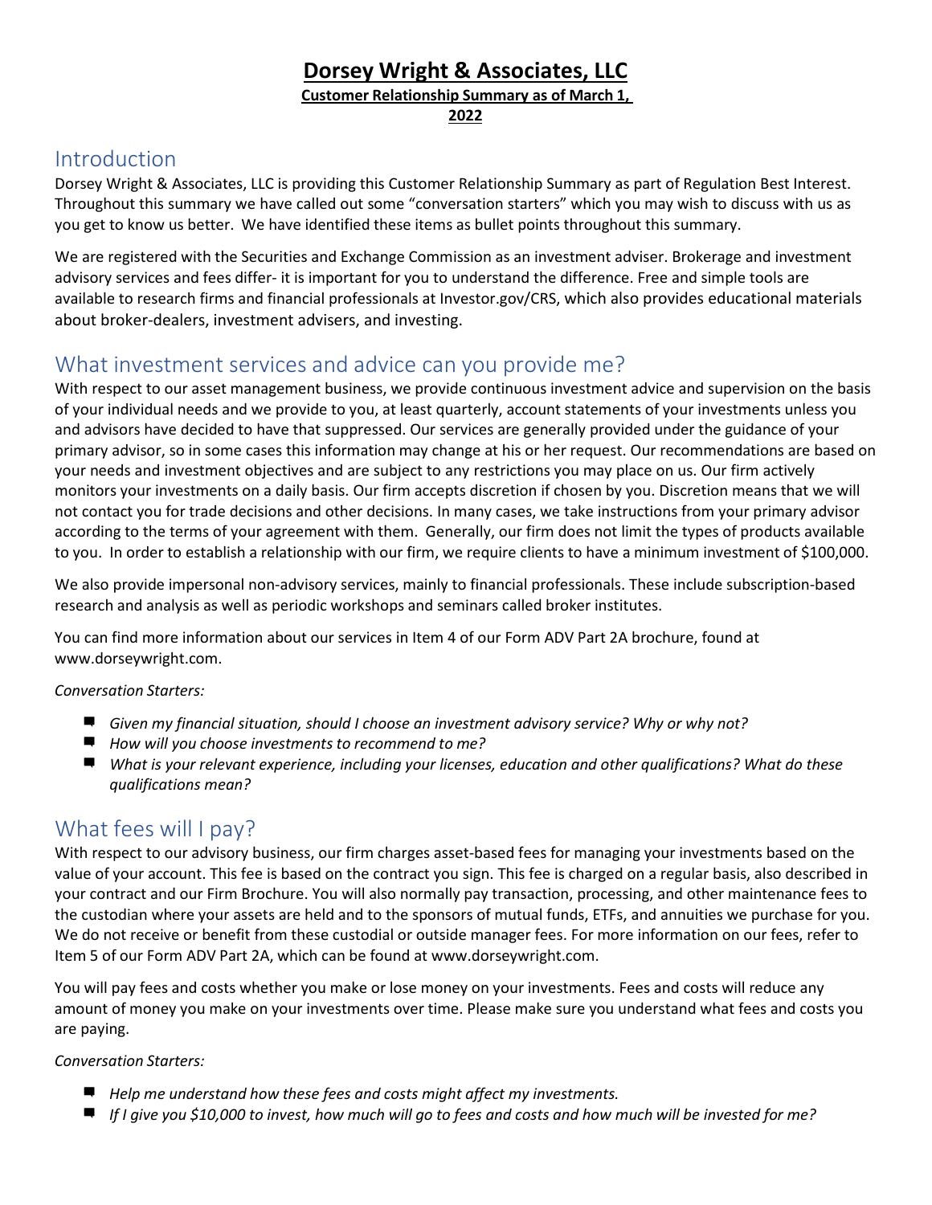# Dorsey Wright & Associates, LLC

**Customer Relationship Summary as of March 1, 2022**

## Introduction

Dorsey Wright & Associates, LLC is providing this Customer Relationship Summary as part of Regulation Best Interest. Throughout this summary we have called out some "conversation starters" which you may wish to discuss with us as you get to know us better. We have identified these items as bullet points throughout this summary.

We are registered with the Securities and Exchange Commission as an investment adviser. Brokerage and investment advisory services and fees differ- it is important for you to understand the difference. Free and simple tools are available to research firms and financial professionals at Investor.gov/CRS, which also provides educational materials about broker-dealers, investment advisers, and investing.

## What investment services and advice can you provide me?

With respect to our asset management business, we provide continuous investment advice and supervision on the basis of your individual needs and we provide to you, at least quarterly, account statements of your investments unless you and advisors have decided to have that suppressed. Our services are generally provided under the guidance of your primary advisor, so in some cases this information may change at his or her request. Our recommendations are based on your needs and investment objectives and are subject to any restrictions you may place on us. Our firm actively monitors your investments on a daily basis. Our firm accepts discretion if chosen by you. Discretion means that we will not contact you for trade decisions and other decisions. In many cases, we take instructions from your primary advisor according to the terms of your agreement with them. Generally, our firm does not limit the types of products available to you. In order to establish a relationship with our firm, we require clients to have a minimum investment of $100,000.

We also provide impersonal non-advisory services, mainly to financial professionals. These include subscription-based research and analysis as well as periodic workshops and seminars called broker institutes.

You can find more information about our services in Item 4 of our Form ADV Part 2A brochure, found at www.dorseywright.com.

*Conversation Starters:*

- *Given my financial situation, should I choose an investment advisory service? Why or why not?*
- *How will you choose investments to recommend to me?*
- *What is your relevant experience, including your licenses, education and other qualifications? What do these qualifications mean?*

## What fees will I pay?

With respect to our advisory business, our firm charges asset-based fees for managing your investments based on the value of your account. This fee is based on the contract you sign. This fee is charged on a regular basis, also described in your contract and our Firm Brochure. You will also normally pay transaction, processing, and other maintenance fees to the custodian where your assets are held and to the sponsors of mutual funds, ETFs, and annuities we purchase for you. We do not receive or benefit from these custodial or outside manager fees. For more information on our fees, refer to Item 5 of our Form ADV Part 2A, which can be found at www.dorseywright.com.

You will pay fees and costs whether you make or lose money on your investments. Fees and costs will reduce any amount of money you make on your investments over time. Please make sure you understand what fees and costs you are paying.

*Conversation Starters:*

- *Help me understand how these fees and costs might affect my investments.*
- *If I give you $10,000 to invest, how much will go to fees and costs and how much will be invested for me?*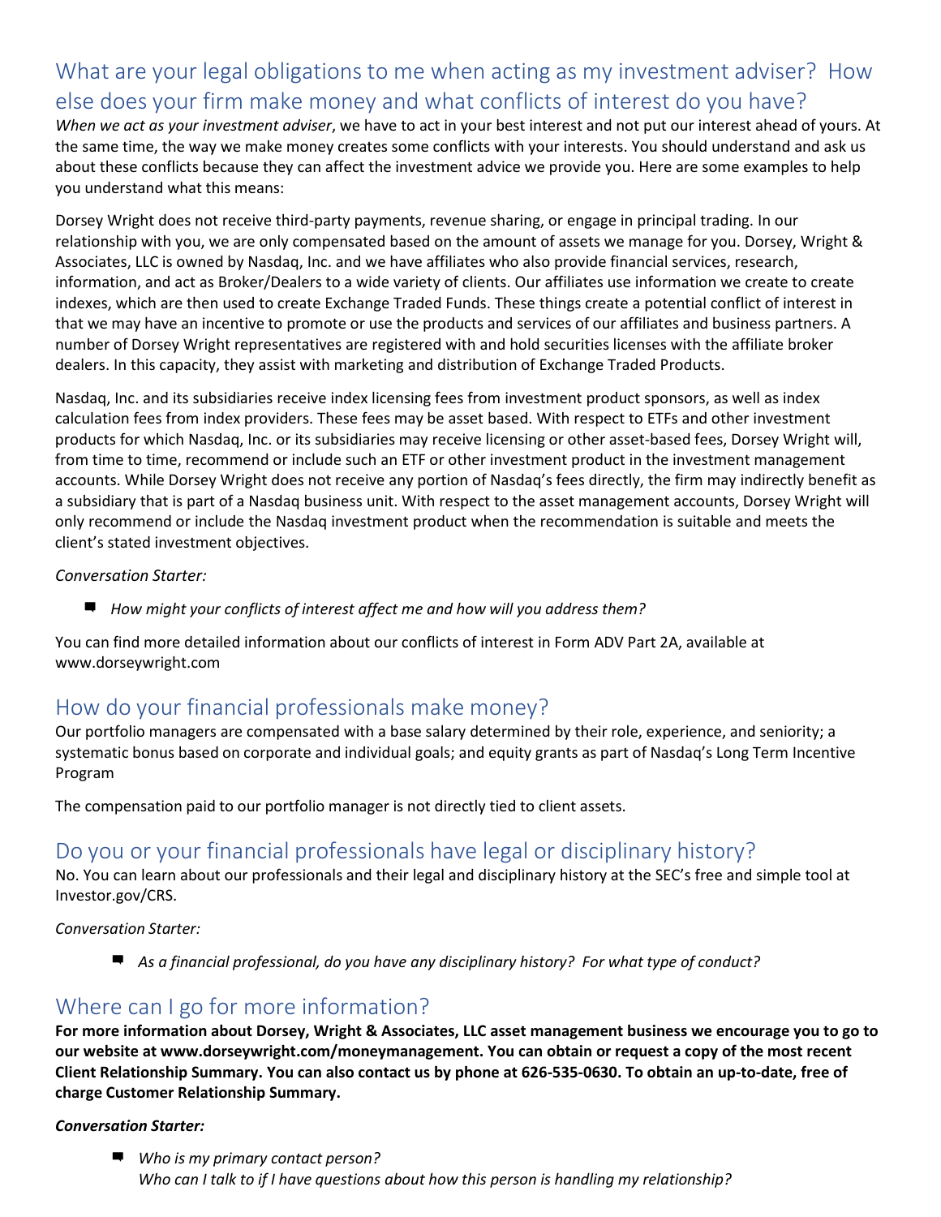## What are your legal obligations to me when acting as my investment adviser? How else does your firm make money and what conflicts of interest do you have?

*When we act as your investment adviser*, we have to act in your best interest and not put our interest ahead of yours. At the same time, the way we make money creates some conflicts with your interests. You should understand and ask us about these conflicts because they can affect the investment advice we provide you. Here are some examples to help you understand what this means:

Dorsey Wright does not receive third-party payments, revenue sharing, or engage in principal trading. In our relationship with you, we are only compensated based on the amount of assets we manage for you. Dorsey, Wright & Associates, LLC is owned by Nasdaq, Inc. and we have affiliates who also provide financial services, research, information, and act as Broker/Dealers to a wide variety of clients. Our affiliates use information we create to create indexes, which are then used to create Exchange Traded Funds. These things create a potential conflict of interest in that we may have an incentive to promote or use the products and services of our affiliates and business partners. A number of Dorsey Wright representatives are registered with and hold securities licenses with the affiliate broker dealers. In this capacity, they assist with marketing and distribution of Exchange Traded Products.

Nasdaq, Inc. and its subsidiaries receive index licensing fees from investment product sponsors, as well as index calculation fees from index providers. These fees may be asset based. With respect to ETFs and other investment products for which Nasdaq, Inc. or its subsidiaries may receive licensing or other asset-based fees, Dorsey Wright will, from time to time, recommend or include such an ETF or other investment product in the investment management accounts. While Dorsey Wright does not receive any portion of Nasdaq's fees directly, the firm may indirectly benefit as a subsidiary that is part of a Nasdaq business unit. With respect to the asset management accounts, Dorsey Wright will only recommend or include the Nasdaq investment product when the recommendation is suitable and meets the client's stated investment objectives.

*Conversation Starter:*

- *How might your conflicts of interest affect me and how will you address them?*

You can find more detailed information about our conflicts of interest in Form ADV Part 2A, available at www.dorseywright.com

## How do your financial professionals make money?

Our portfolio managers are compensated with a base salary determined by their role, experience, and seniority; a systematic bonus based on corporate and individual goals; and equity grants as part of Nasdaq's Long Term Incentive Program

The compensation paid to our portfolio manager is not directly tied to client assets.

## Do you or your financial professionals have legal or disciplinary history?

No. You can learn about our professionals and their legal and disciplinary history at the SEC's free and simple tool at Investor.gov/CRS.

*Conversation Starter:*

- *As a financial professional, do you have any disciplinary history? For what type of conduct?*

## Where can I go for more information?

**For more information about Dorsey, Wright & Associates, LLC asset management business we encourage you to go to our website at www.dorseywright.com/moneymanagement. You can obtain or request a copy of the most recent Client Relationship Summary. You can also contact us by phone at 626-535-0630. To obtain an up-to-date, free of charge Customer Relationship Summary.**

***Conversation Starter:***

- *Who is my primary contact person?*
  *Who can I talk to if I have questions about how this person is handling my relationship?*